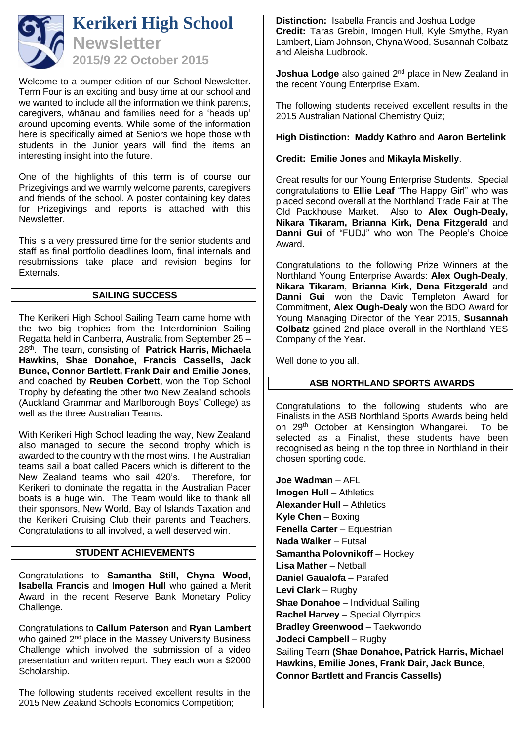# Kerikeri High School Newsletter

**2015/9 22 October 2015**

Welcome to a bumper edition of our School Newsletter. Term Four is an exciting and busy time at our school and we wanted to include all the information we think parents, caregivers, whānau and families need for a 'heads up' around upcoming events. While some of the information here is specifically aimed at Seniors we hope those with students in the Junior years will find the items an interesting insight into the future.

One of the highlights of this term is of course our Prizegivings and we warmly welcome parents, caregivers and friends of the school. A poster containing key dates for Prizegivings and reports is attached with this Newsletter.

This is a very pressured time for the senior students and staff as final portfolio deadlines loom, final internals and resubmissions take place and revision begins for Externals.

## SAILING SUCCESS

The Kerikeri High School Sailing Team came home with the two big trophies from the Interdominion Sailing Regatta held in Canberra, Australia from September 25 – 28th. The team, consisting of **Patrick Harris, Michaela Hawkins, Shae Donahoe, Francis Cassells, Jack Bunce, Connor Bartlett, Frank Dair and Emilie Jones**, and coached by **Reuben Corbett**, won the Top School Trophy by defeating the other two New Zealand schools (Auckland Grammar and Marlborough Boys' College) as well as the three Australian Teams.

With Kerikeri High School leading the way, New Zealand also managed to secure the second trophy which is awarded to the country with the most wins. The Australian teams sail a boat called Pacers which is different to the New Zealand teams who sail 420's. Therefore, for Kerikeri to dominate the regatta in the Australian Pacer boats is a huge win. The Team would like to thank all their sponsors, New World, Bay of Islands Taxation and the Kerikeri Cruising Club their parents and Teachers. Congratulations to all involved, a well deserved win.

## STUDENT ACHIEVEMENTS

Congratulations to **Samantha Still, Chyna Wood, Isabella Francis** and **Imogen Hull** who gained a Merit Award in the recent Reserve Bank Monetary Policy Challenge.

Congratulations to **Callum Paterson** and **Ryan Lambert** who gained 2nd place in the Massey University Business Challenge which involved the submission of a video presentation and written report. They each won a $2000 Scholarship.

The following students received excellent results in the 2015 New Zealand Schools Economics Competition;

**Distinction:** Isabella Francis and Joshua Lodge
**Credit:** Taras Grebin, Imogen Hull, Kyle Smythe, Ryan Lambert, Liam Johnson, Chyna Wood, Susannah Colbatz and Aleisha Ludbrook.

**Joshua Lodge** also gained 2nd place in New Zealand in the recent Young Enterprise Exam.

The following students received excellent results in the 2015 Australian National Chemistry Quiz;

**High Distinction: Maddy Kathro** and **Aaron Bertelink**

**Credit: Emilie Jones** and **Mikayla Miskelly**.

Great results for our Young Enterprise Students. Special congratulations to **Ellie Leaf** "The Happy Girl" who was placed second overall at the Northland Trade Fair at The Old Packhouse Market. Also to **Alex Ough-Dealy, Nikara Tikaram, Brianna Kirk, Dena Fitzgerald** and **Danni Gui** of "FUDJ" who won The People's Choice Award.

Congratulations to the following Prize Winners at the Northland Young Enterprise Awards: **Alex Ough-Dealy**, **Nikara Tikaram**, **Brianna Kirk**, **Dena Fitzgerald** and **Danni Gui** won the David Templeton Award for Commitment, **Alex Ough-Dealy** won the BDO Award for Young Managing Director of the Year 2015, **Susannah Colbatz** gained 2nd place overall in the Northland YES Company of the Year.

Well done to you all.

## ASB NORTHLAND SPORTS AWARDS

Congratulations to the following students who are Finalists in the ASB Northland Sports Awards being held on 29th October at Kensington Whangarei. To be selected as a Finalist, these students have been recognised as being in the top three in Northland in their chosen sporting code.

**Joe Wadman** – AFL
**Imogen Hull** – Athletics
**Alexander Hull** – Athletics
**Kyle Chen** – Boxing
**Fenella Carter** – Equestrian
**Nada Walker** – Futsal
**Samantha Polovnikoff** – Hockey
**Lisa Mather** – Netball
**Daniel Gaualofa** – Parafed
**Levi Clark** – Rugby
**Shae Donahoe** – Individual Sailing
**Rachel Harvey** – Special Olympics
**Bradley Greenwood** – Taekwondo
**Jodeci Campbell** – Rugby
Sailing Team **(Shae Donahoe, Patrick Harris, Michael Hawkins, Emilie Jones, Frank Dair, Jack Bunce, Connor Bartlett and Francis Cassells)**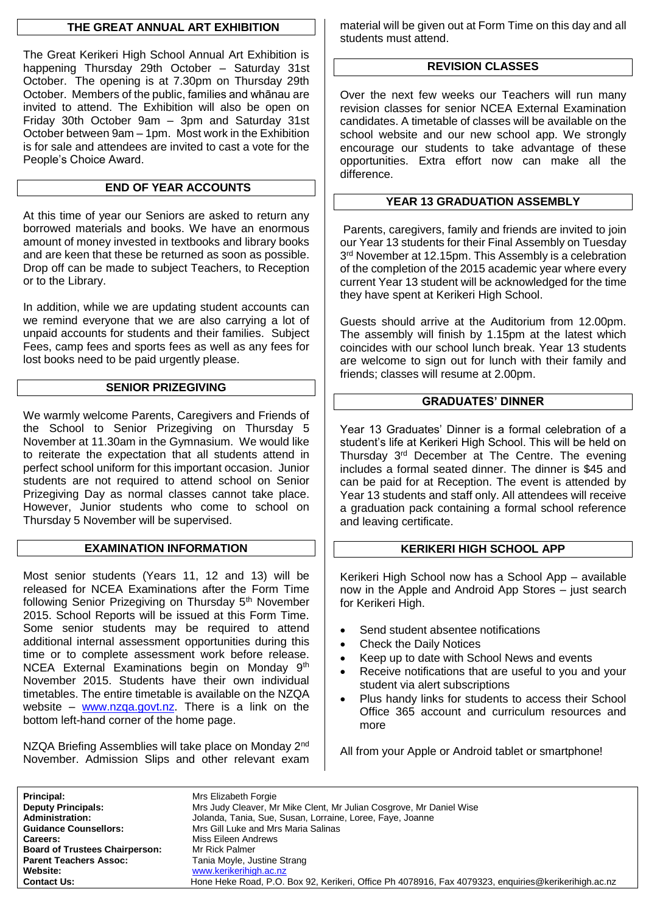## THE GREAT ANNUAL ART EXHIBITION

The Great Kerikeri High School Annual Art Exhibition is happening Thursday 29th October – Saturday 31st October. The opening is at 7.30pm on Thursday 29th October. Members of the public, families and whānau are invited to attend. The Exhibition will also be open on Friday 30th October 9am – 3pm and Saturday 31st October between 9am – 1pm. Most work in the Exhibition is for sale and attendees are invited to cast a vote for the People's Choice Award.

## END OF YEAR ACCOUNTS

At this time of year our Seniors are asked to return any borrowed materials and books. We have an enormous amount of money invested in textbooks and library books and are keen that these be returned as soon as possible. Drop off can be made to subject Teachers, to Reception or to the Library.

In addition, while we are updating student accounts can we remind everyone that we are also carrying a lot of unpaid accounts for students and their families. Subject Fees, camp fees and sports fees as well as any fees for lost books need to be paid urgently please.

## SENIOR PRIZEGIVING

We warmly welcome Parents, Caregivers and Friends of the School to Senior Prizegiving on Thursday 5 November at 11.30am in the Gymnasium. We would like to reiterate the expectation that all students attend in perfect school uniform for this important occasion. Junior students are not required to attend school on Senior Prizegiving Day as normal classes cannot take place. However, Junior students who come to school on Thursday 5 November will be supervised.

## EXAMINATION INFORMATION

Most senior students (Years 11, 12 and 13) will be released for NCEA Examinations after the Form Time following Senior Prizegiving on Thursday 5th November 2015. School Reports will be issued at this Form Time. Some senior students may be required to attend additional internal assessment opportunities during this time or to complete assessment work before release. NCEA External Examinations begin on Monday 9th November 2015. Students have their own individual timetables. The entire timetable is available on the NZQA website – www.nzqa.govt.nz. There is a link on the bottom left-hand corner of the home page.

NZQA Briefing Assemblies will take place on Monday 2nd November. Admission Slips and other relevant exam material will be given out at Form Time on this day and all students must attend.

## REVISION CLASSES

Over the next few weeks our Teachers will run many revision classes for senior NCEA External Examination candidates. A timetable of classes will be available on the school website and our new school app. We strongly encourage our students to take advantage of these opportunities. Extra effort now can make all the difference.

## YEAR 13 GRADUATION ASSEMBLY

Parents, caregivers, family and friends are invited to join our Year 13 students for their Final Assembly on Tuesday 3rd November at 12.15pm. This Assembly is a celebration of the completion of the 2015 academic year where every current Year 13 student will be acknowledged for the time they have spent at Kerikeri High School.

Guests should arrive at the Auditorium from 12.00pm. The assembly will finish by 1.15pm at the latest which coincides with our school lunch break. Year 13 students are welcome to sign out for lunch with their family and friends; classes will resume at 2.00pm.

## GRADUATES' DINNER

Year 13 Graduates' Dinner is a formal celebration of a student's life at Kerikeri High School. This will be held on Thursday 3rd December at The Centre. The evening includes a formal seated dinner. The dinner is $45 and can be paid for at Reception. The event is attended by Year 13 students and staff only. All attendees will receive a graduation pack containing a formal school reference and leaving certificate.

## KERIKERI HIGH SCHOOL APP

Kerikeri High School now has a School App – available now in the Apple and Android App Stores – just search for Kerikeri High.

- Send student absentee notifications
- Check the Daily Notices
- Keep up to date with School News and events
- Receive notifications that are useful to you and your student via alert subscriptions
- Plus handy links for students to access their School Office 365 account and curriculum resources and more

All from your Apple or Android tablet or smartphone!

| | |
|---|---|
| **Principal:** | Mrs Elizabeth Forgie |
| **Deputy Principals:** | Mrs Judy Cleaver, Mr Mike Clent, Mr Julian Cosgrove, Mr Daniel Wise |
| **Administration:** | Jolanda, Tania, Sue, Susan, Lorraine, Loree, Faye, Joanne |
| **Guidance Counsellors:** | Mrs Gill Luke and Mrs Maria Salinas |
| **Careers:** | Miss Eileen Andrews |
| **Board of Trustees Chairperson:** | Mr Rick Palmer |
| **Parent Teachers Assoc:** | Tania Moyle, Justine Strang |
| **Website:** | www.kerikerihigh.ac.nz |
| **Contact Us:** | Hone Heke Road, P.O. Box 92, Kerikeri, Office Ph 4078916, Fax 4079323, enquiries@kerikerihigh.ac.nz |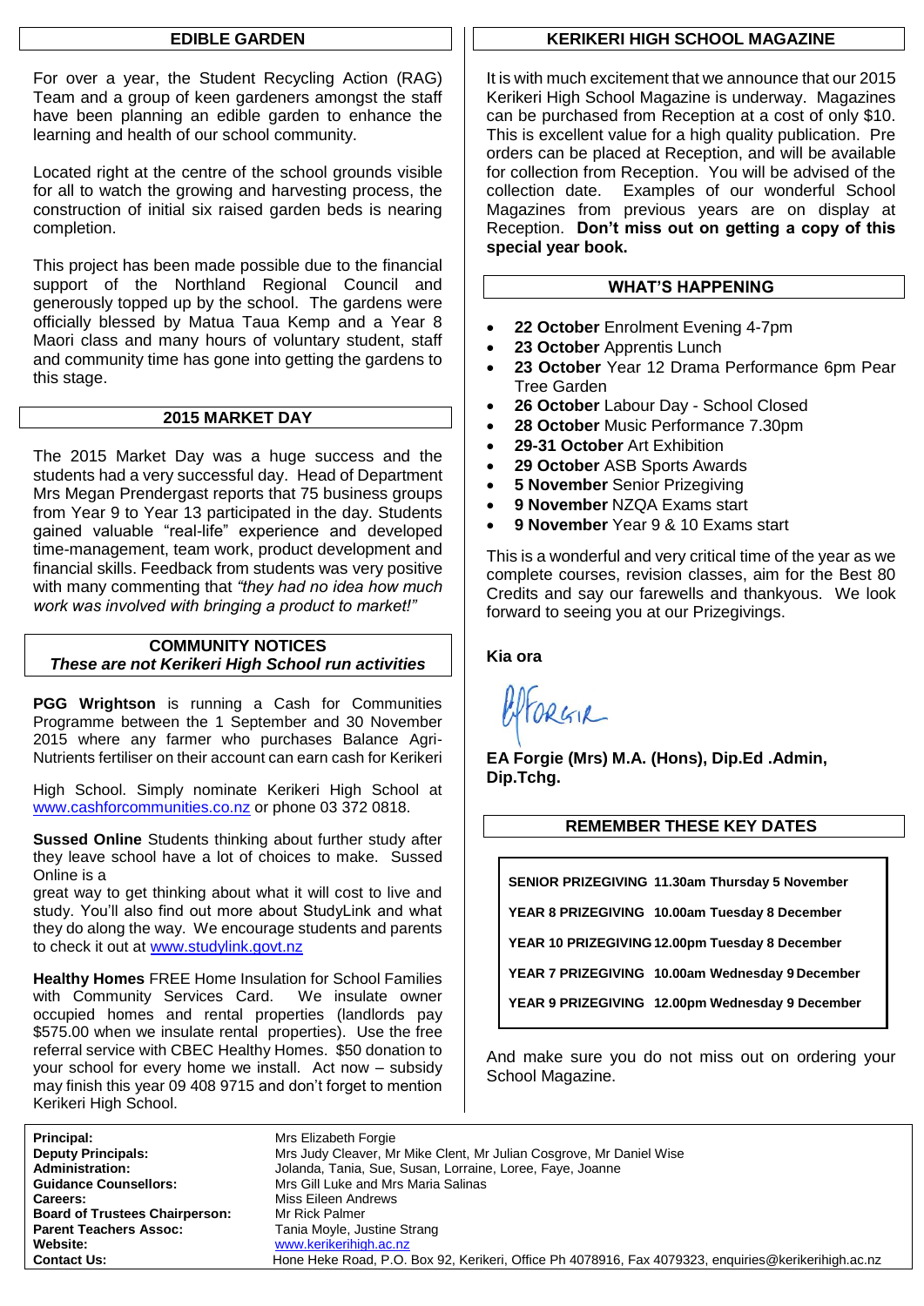## EDIBLE GARDEN

For over a year, the Student Recycling Action (RAG) Team and a group of keen gardeners amongst the staff have been planning an edible garden to enhance the learning and health of our school community.

Located right at the centre of the school grounds visible for all to watch the growing and harvesting process, the construction of initial six raised garden beds is nearing completion.

This project has been made possible due to the financial support of the Northland Regional Council and generously topped up by the school. The gardens were officially blessed by Matua Taua Kemp and a Year 8 Maori class and many hours of voluntary student, staff and community time has gone into getting the gardens to this stage.

## 2015 MARKET DAY

The 2015 Market Day was a huge success and the students had a very successful day. Head of Department Mrs Megan Prendergast reports that 75 business groups from Year 9 to Year 13 participated in the day. Students gained valuable "real-life" experience and developed time-management, team work, product development and financial skills. Feedback from students was very positive with many commenting that *"they had no idea how much work was involved with bringing a product to market!"*

## COMMUNITY NOTICES
***These are not Kerikeri High School run activities***

**PGG Wrightson** is running a Cash for Communities Programme between the 1 September and 30 November 2015 where any farmer who purchases Balance Agri-Nutrients fertiliser on their account can earn cash for Kerikeri High School. Simply nominate Kerikeri High School at www.cashforcommunities.co.nz or phone 03 372 0818.

**Sussed Online** Students thinking about further study after they leave school have a lot of choices to make. Sussed Online is a great way to get thinking about what it will cost to live and study. You'll also find out more about StudyLink and what they do along the way. We encourage students and parents to check it out at www.studylink.govt.nz

**Healthy Homes** FREE Home Insulation for School Families with Community Services Card. We insulate owner occupied homes and rental properties (landlords pay $575.00 when we insulate rental properties). Use the free referral service with CBEC Healthy Homes. $50 donation to your school for every home we install. Act now – subsidy may finish this year 09 408 9715 and don't forget to mention Kerikeri High School.

## KERIKERI HIGH SCHOOL MAGAZINE

It is with much excitement that we announce that our 2015 Kerikeri High School Magazine is underway. Magazines can be purchased from Reception at a cost of only $10. This is excellent value for a high quality publication. Pre orders can be placed at Reception, and will be available for collection from Reception. You will be advised of the collection date. Examples of our wonderful School Magazines from previous years are on display at Reception. **Don't miss out on getting a copy of this special year book.**

## WHAT'S HAPPENING

- **22 October** Enrolment Evening 4-7pm
- **23 October** Apprentis Lunch
- **23 October** Year 12 Drama Performance 6pm Pear Tree Garden
- **26 October** Labour Day - School Closed
- **28 October** Music Performance 7.30pm
- **29-31 October** Art Exhibition
- **29 October** ASB Sports Awards
- **5 November** Senior Prizegiving
- **9 November** NZQA Exams start
- **9 November** Year 9 & 10 Exams start

This is a wonderful and very critical time of the year as we complete courses, revision classes, aim for the Best 80 Credits and say our farewells and thankyous. We look forward to seeing you at our Prizegivings.

**Kia ora**

**EA Forgie (Mrs) M.A. (Hons), Dip.Ed .Admin, Dip.Tchg.**

## REMEMBER THESE KEY DATES

| | |
|---|---|
| **SENIOR PRIZEGIVING** | **11.30am Thursday 5 November** |
| **YEAR 8 PRIZEGIVING** | **10.00am Tuesday 8 December** |
| **YEAR 10 PRIZEGIVING** | **12.00pm Tuesday 8 December** |
| **YEAR 7 PRIZEGIVING** | **10.00am Wednesday 9 December** |
| **YEAR 9 PRIZEGIVING** | **12.00pm Wednesday 9 December** |

And make sure you do not miss out on ordering your School Magazine.

| | |
|---|---|
| **Principal:** | Mrs Elizabeth Forgie |
| **Deputy Principals:** | Mrs Judy Cleaver, Mr Mike Clent, Mr Julian Cosgrove, Mr Daniel Wise |
| **Administration:** | Jolanda, Tania, Sue, Susan, Lorraine, Loree, Faye, Joanne |
| **Guidance Counsellors:** | Mrs Gill Luke and Mrs Maria Salinas |
| **Careers:** | Miss Eileen Andrews |
| **Board of Trustees Chairperson:** | Mr Rick Palmer |
| **Parent Teachers Assoc:** | Tania Moyle, Justine Strang |
| **Website:** | www.kerikerihigh.ac.nz |
| **Contact Us:** | Hone Heke Road, P.O. Box 92, Kerikeri, Office Ph 4078916, Fax 4079323, enquiries@kerikerihigh.ac.nz |